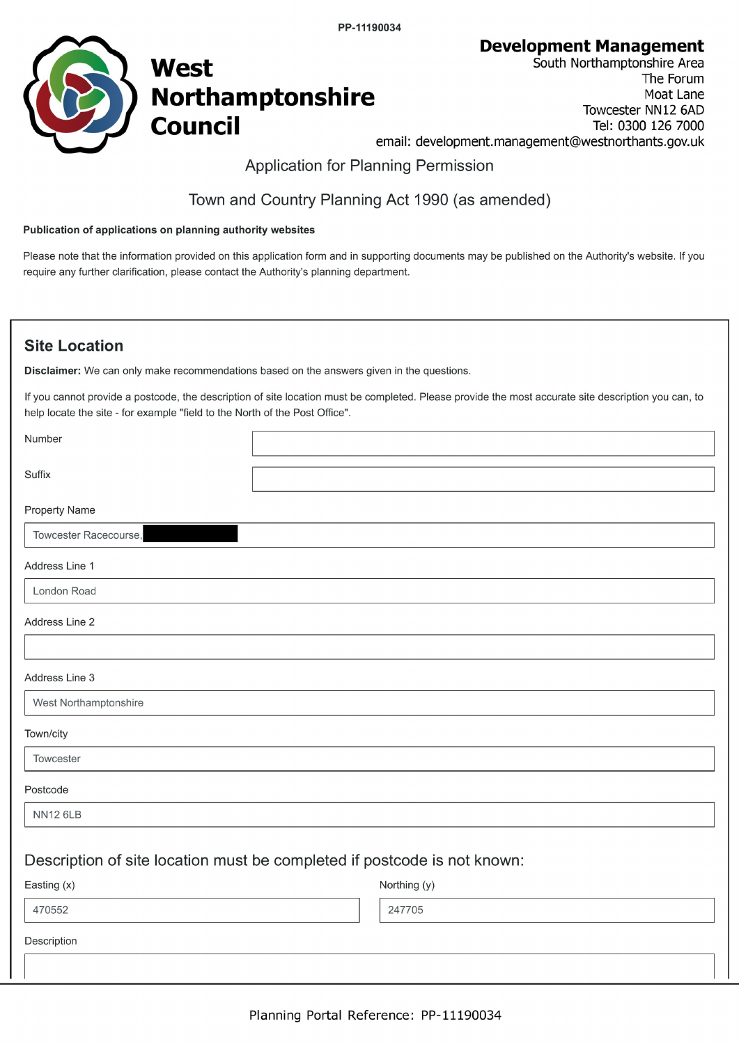PP-11190034

**West Northamptonshire Council**

**Development Management**
South Northamptonshire Area
The Forum
Moat Lane
Towcester NN12 6AD
Tel: 0300 126 7000
email: development.management@westnorthants.gov.uk

# Application for Planning Permission

## Town and Country Planning Act 1990 (as amended)

**Publication of applications on planning authority websites**

Please note that the information provided on this application form and in supporting documents may be published on the Authority's website. If you require any further clarification, please contact the Authority's planning department.

## Site Location

**Disclaimer:** We can only make recommendations based on the answers given in the questions.

If you cannot provide a postcode, the description of site location must be completed. Please provide the most accurate site description you can, to help locate the site - for example "field to the North of the Post Office".

| Field | Value |
|---|---|
| Number | |
| Suffix | |
| Property Name | Towcester Racecourse, [redacted] |
| Address Line 1 | London Road |
| Address Line 2 | |
| Address Line 3 | West Northamptonshire |
| Town/city | Towcester |
| Postcode | NN12 6LB |

### Description of site location must be completed if postcode is not known:

| Easting (x) | Northing (y) |
|---|---|
| 470552 | 247705 |

Description

Planning Portal Reference: PP-11190034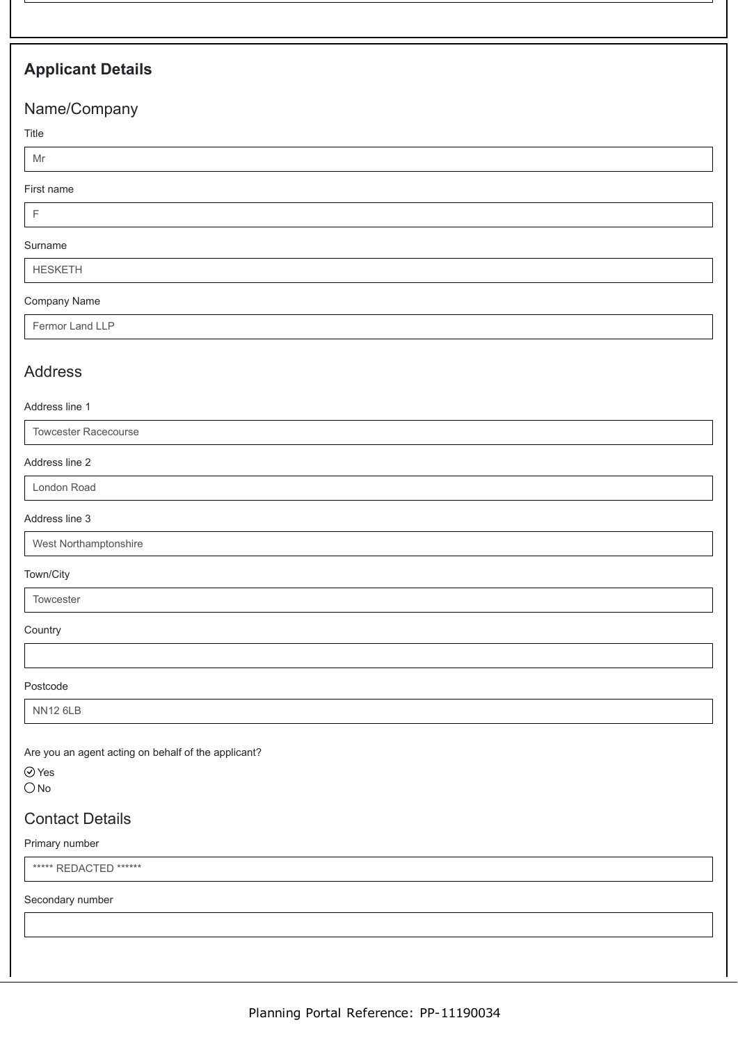## Applicant Details

### Name/Company

Title

Mr

First name

F

Surname

HESKETH

Company Name

Fermor Land LLP

### Address

Address line 1

Towcester Racecourse

Address line 2

London Road

Address line 3

West Northamptonshire

Town/City

Towcester

Country

Postcode

NN12 6LB

Are you an agent acting on behalf of the applicant?

- [x] Yes
- [ ] No

### Contact Details

Primary number

***** REDACTED ******

Secondary number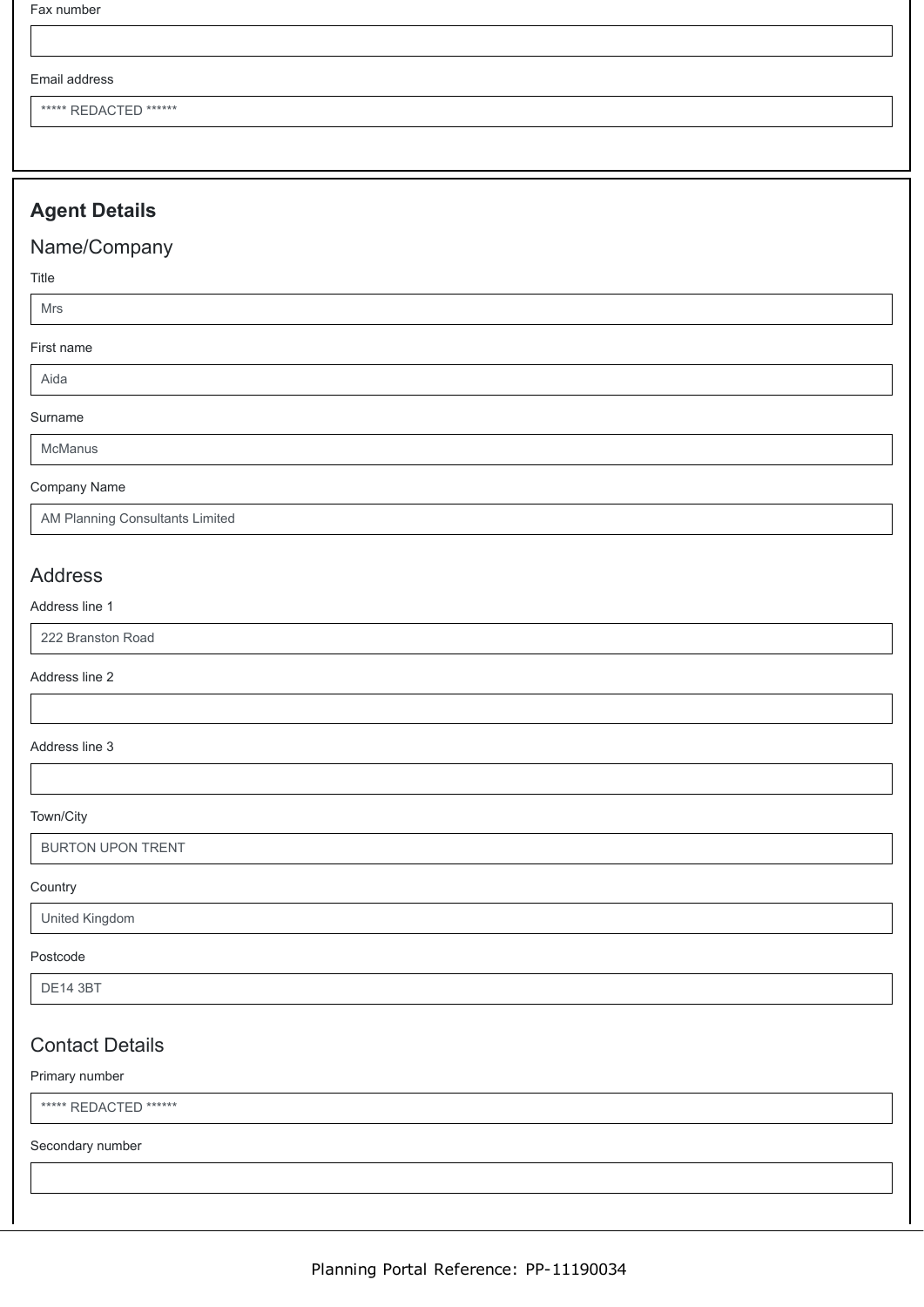Fax number

Email address

***** REDACTED ******

## Agent Details

### Name/Company

Title

Mrs

First name

Aida

Surname

McManus

Company Name

AM Planning Consultants Limited

### Address

Address line 1

222 Branston Road

Address line 2

Address line 3

Town/City

BURTON UPON TRENT

Country

United Kingdom

Postcode

DE14 3BT

### Contact Details

Primary number

***** REDACTED ******

Secondary number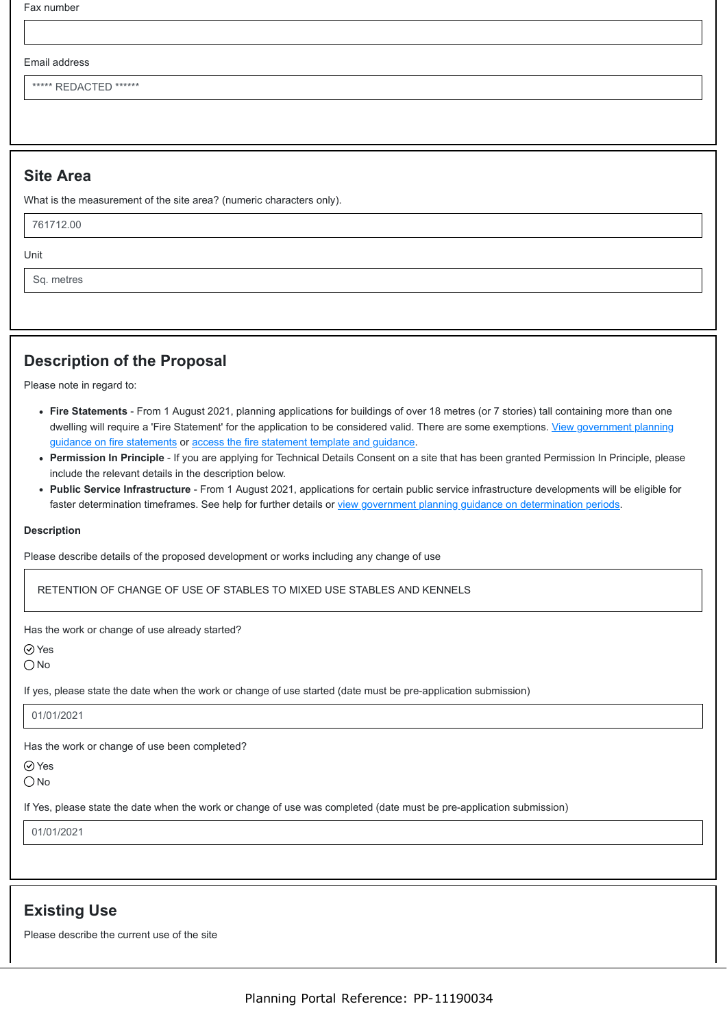Fax number

Email address

***** REDACTED ******

## Site Area

What is the measurement of the site area? (numeric characters only).

761712.00

Unit

Sq. metres

## Description of the Proposal

Please note in regard to:

- **Fire Statements** - From 1 August 2021, planning applications for buildings of over 18 metres (or 7 stories) tall containing more than one dwelling will require a 'Fire Statement' for the application to be considered valid. There are some exemptions. [View government planning guidance on fire statements] or [access the fire statement template and guidance].
- **Permission In Principle** - If you are applying for Technical Details Consent on a site that has been granted Permission In Principle, please include the relevant details in the description below.
- **Public Service Infrastructure** - From 1 August 2021, applications for certain public service infrastructure developments will be eligible for faster determination timeframes. See help for further details or [view government planning guidance on determination periods].

**Description**

Please describe details of the proposed development or works including any change of use

RETENTION OF CHANGE OF USE OF STABLES TO MIXED USE STABLES AND KENNELS

Has the work or change of use already started?

- ☑ Yes
- ○ No

If yes, please state the date when the work or change of use started (date must be pre-application submission)

01/01/2021

Has the work or change of use been completed?

- ☑ Yes
- ○ No

If Yes, please state the date when the work or change of use was completed (date must be pre-application submission)

01/01/2021

## Existing Use

Please describe the current use of the site

Planning Portal Reference: PP-11190034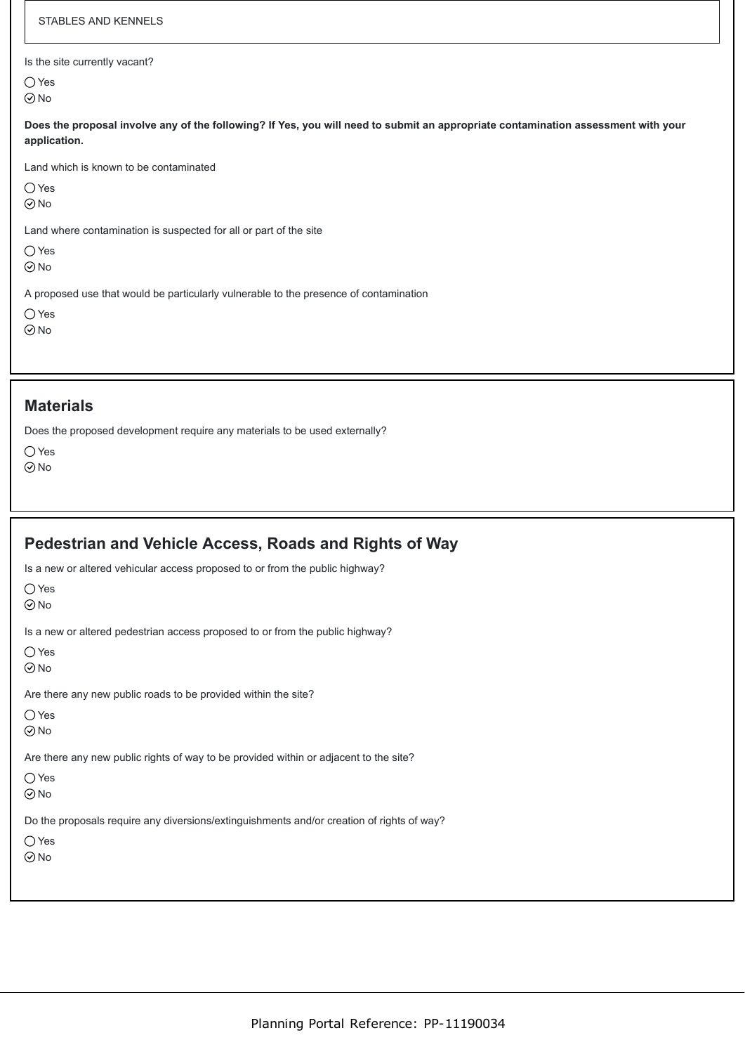STABLES AND KENNELS

Is the site currently vacant?

◯ Yes
⊘ No

**Does the proposal involve any of the following? If Yes, you will need to submit an appropriate contamination assessment with your application.**

Land which is known to be contaminated

◯ Yes
⊘ No

Land where contamination is suspected for all or part of the site

◯ Yes
⊘ No

A proposed use that would be particularly vulnerable to the presence of contamination

◯ Yes
⊘ No

## Materials

Does the proposed development require any materials to be used externally?

◯ Yes
⊘ No

## Pedestrian and Vehicle Access, Roads and Rights of Way

Is a new or altered vehicular access proposed to or from the public highway?

◯ Yes
⊘ No

Is a new or altered pedestrian access proposed to or from the public highway?

◯ Yes
⊘ No

Are there any new public roads to be provided within the site?

◯ Yes
⊘ No

Are there any new public rights of way to be provided within or adjacent to the site?

◯ Yes
⊘ No

Do the proposals require any diversions/extinguishments and/or creation of rights of way?

◯ Yes
⊘ No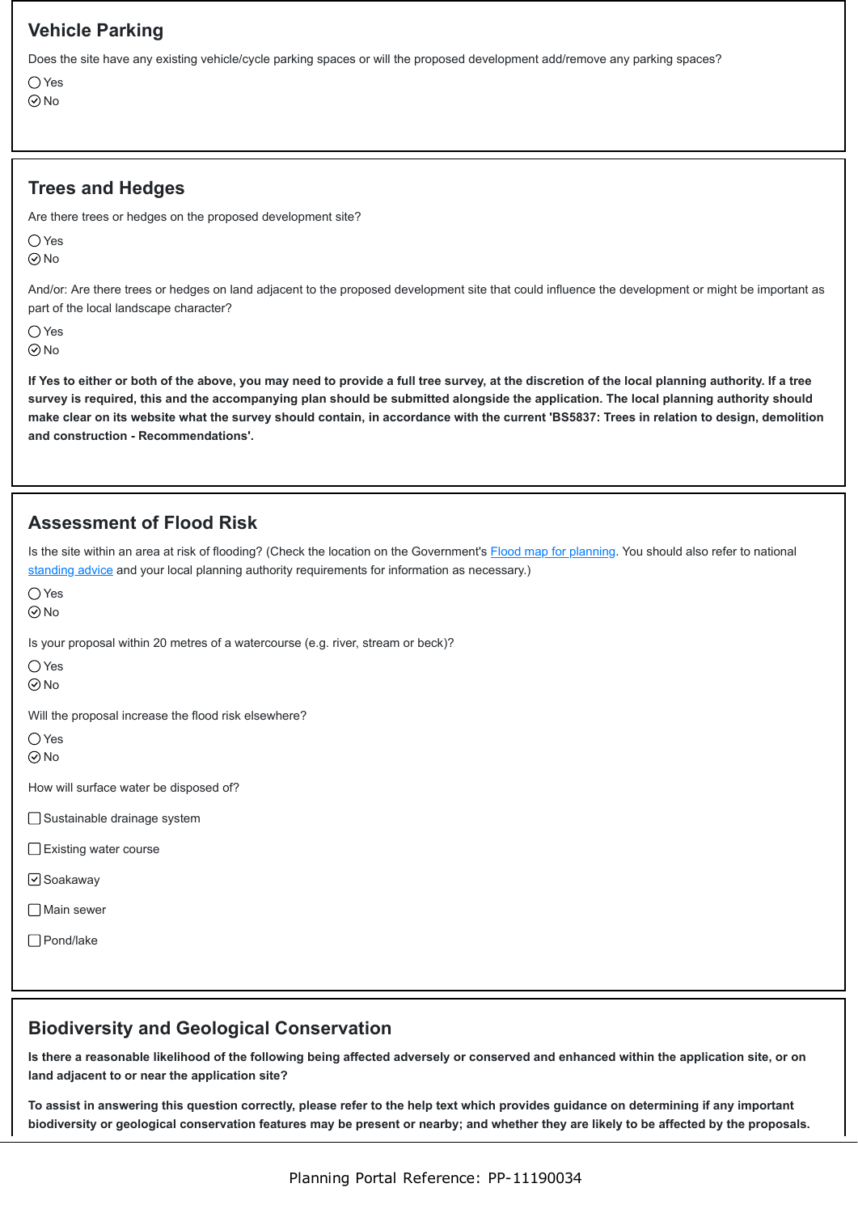## Vehicle Parking

Does the site have any existing vehicle/cycle parking spaces or will the proposed development add/remove any parking spaces?

◯ Yes
⊘ No

## Trees and Hedges

Are there trees or hedges on the proposed development site?

◯ Yes
⊘ No

And/or: Are there trees or hedges on land adjacent to the proposed development site that could influence the development or might be important as part of the local landscape character?

◯ Yes
⊘ No

**If Yes to either or both of the above, you may need to provide a full tree survey, at the discretion of the local planning authority. If a tree survey is required, this and the accompanying plan should be submitted alongside the application. The local planning authority should make clear on its website what the survey should contain, in accordance with the current 'BS5837: Trees in relation to design, demolition and construction - Recommendations'.**

## Assessment of Flood Risk

Is the site within an area at risk of flooding? (Check the location on the Government's [Flood map for planning](). You should also refer to national [standing advice]() and your local planning authority requirements for information as necessary.)

◯ Yes
⊘ No

Is your proposal within 20 metres of a watercourse (e.g. river, stream or beck)?

◯ Yes
⊘ No

Will the proposal increase the flood risk elsewhere?

◯ Yes
⊘ No

How will surface water be disposed of?

- [ ] Sustainable drainage system
- [ ] Existing water course
- [x] Soakaway
- [ ] Main sewer
- [ ] Pond/lake

## Biodiversity and Geological Conservation

**Is there a reasonable likelihood of the following being affected adversely or conserved and enhanced within the application site, or on land adjacent to or near the application site?**

**To assist in answering this question correctly, please refer to the help text which provides guidance on determining if any important biodiversity or geological conservation features may be present or nearby; and whether they are likely to be affected by the proposals.**

Planning Portal Reference: PP-11190034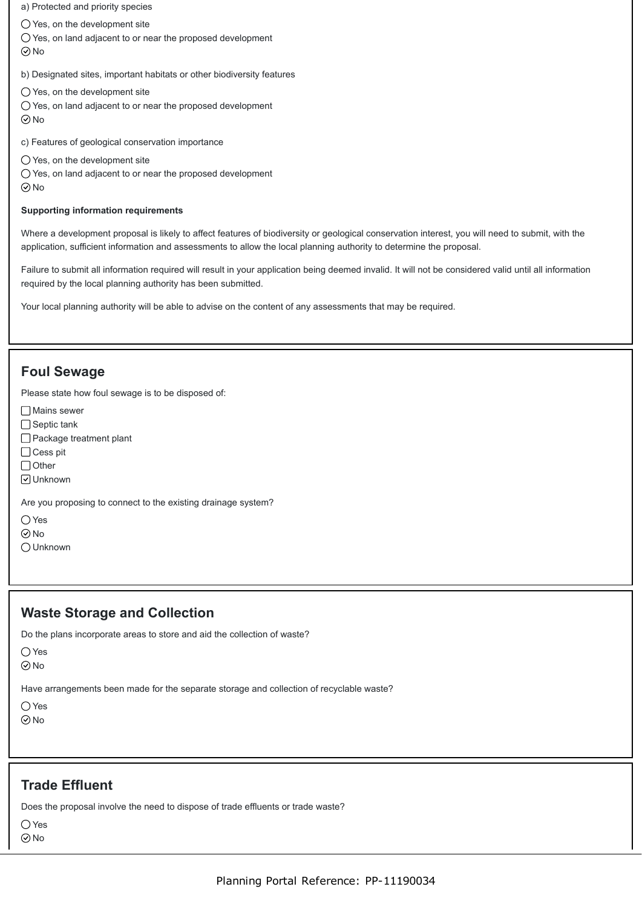a) Protected and priority species

○ Yes, on the development site
○ Yes, on land adjacent to or near the proposed development
⊙ No

b) Designated sites, important habitats or other biodiversity features

○ Yes, on the development site
○ Yes, on land adjacent to or near the proposed development
⊙ No

c) Features of geological conservation importance

○ Yes, on the development site
○ Yes, on land adjacent to or near the proposed development
⊙ No

**Supporting information requirements**

Where a development proposal is likely to affect features of biodiversity or geological conservation interest, you will need to submit, with the application, sufficient information and assessments to allow the local planning authority to determine the proposal.

Failure to submit all information required will result in your application being deemed invalid. It will not be considered valid until all information required by the local planning authority has been submitted.

Your local planning authority will be able to advise on the content of any assessments that may be required.

## Foul Sewage

Please state how foul sewage is to be disposed of:

- [ ] Mains sewer
- [ ] Septic tank
- [ ] Package treatment plant
- [ ] Cess pit
- [ ] Other
- [x] Unknown

Are you proposing to connect to the existing drainage system?

○ Yes
⊙ No
○ Unknown

## Waste Storage and Collection

Do the plans incorporate areas to store and aid the collection of waste?

○ Yes
⊙ No

Have arrangements been made for the separate storage and collection of recyclable waste?

○ Yes
⊙ No

## Trade Effluent

Does the proposal involve the need to dispose of trade effluents or trade waste?

○ Yes
⊙ No

Planning Portal Reference: PP-11190034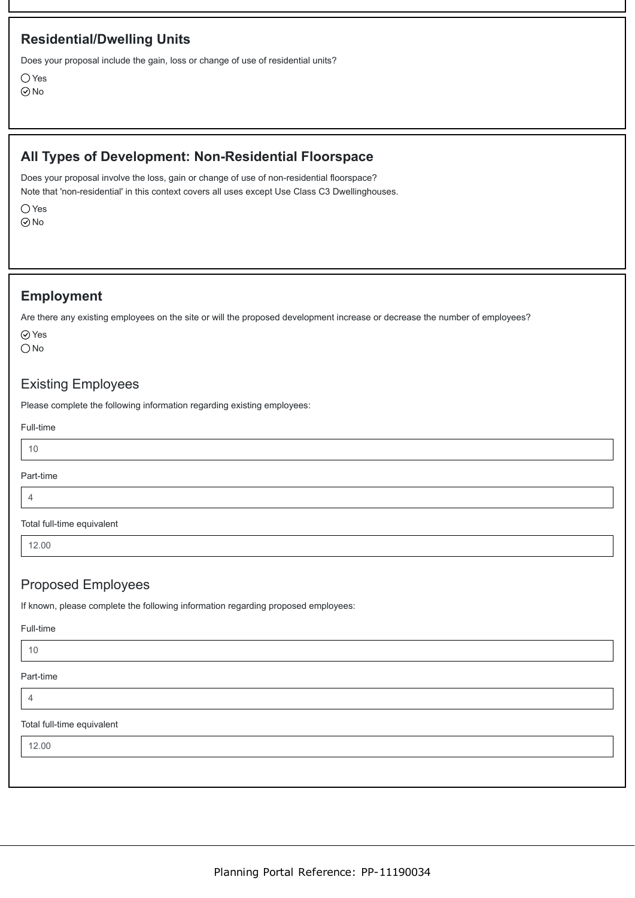## Residential/Dwelling Units

Does your proposal include the gain, loss or change of use of residential units?

◯ Yes
⊘ No

## All Types of Development: Non-Residential Floorspace

Does your proposal involve the loss, gain or change of use of non-residential floorspace?
Note that 'non-residential' in this context covers all uses except Use Class C3 Dwellinghouses.

◯ Yes
⊘ No

## Employment

Are there any existing employees on the site or will the proposed development increase or decrease the number of employees?

⊘ Yes
◯ No

### Existing Employees

Please complete the following information regarding existing employees:

Full-time

10

Part-time

4

Total full-time equivalent

12.00

### Proposed Employees

If known, please complete the following information regarding proposed employees:

Full-time

10

Part-time

4

Total full-time equivalent

12.00

Planning Portal Reference: PP-11190034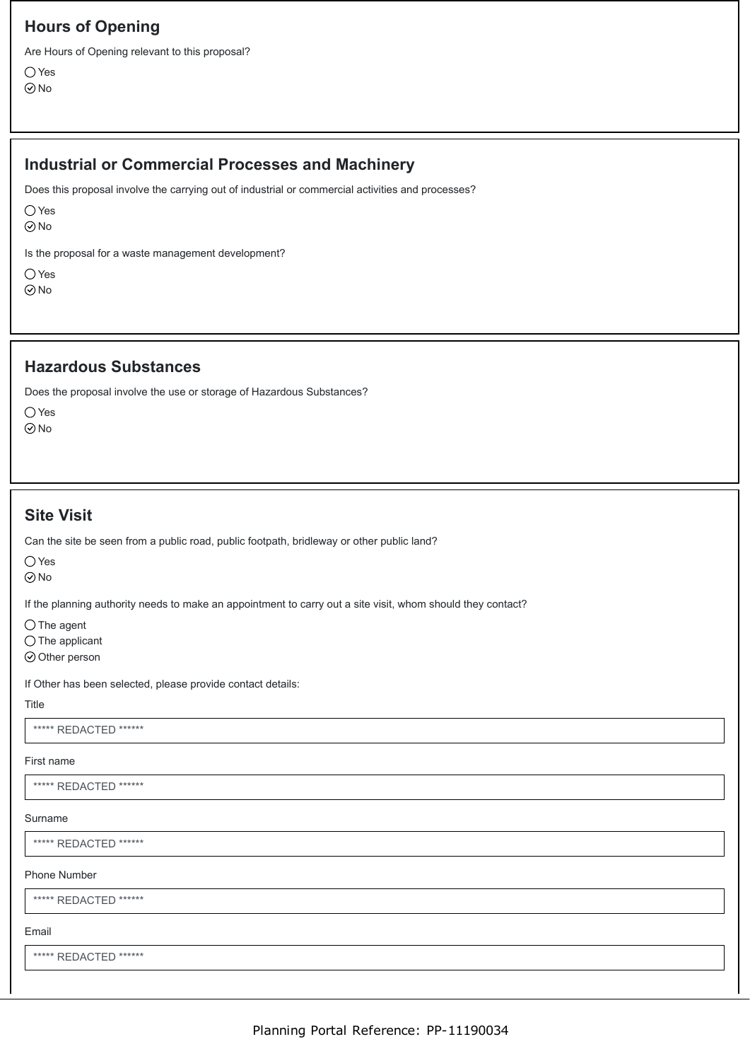## Hours of Opening

Are Hours of Opening relevant to this proposal?

◯ Yes
⊘ No

## Industrial or Commercial Processes and Machinery

Does this proposal involve the carrying out of industrial or commercial activities and processes?

◯ Yes
⊘ No

Is the proposal for a waste management development?

◯ Yes
⊘ No

## Hazardous Substances

Does the proposal involve the use or storage of Hazardous Substances?

◯ Yes
⊘ No

## Site Visit

Can the site be seen from a public road, public footpath, bridleway or other public land?

◯ Yes
⊘ No

If the planning authority needs to make an appointment to carry out a site visit, whom should they contact?

◯ The agent
◯ The applicant
⊘ Other person

If Other has been selected, please provide contact details:

Title

***** REDACTED ******

First name

***** REDACTED ******

Surname

***** REDACTED ******

Phone Number

***** REDACTED ******

Email

***** REDACTED ******

Planning Portal Reference: PP-11190034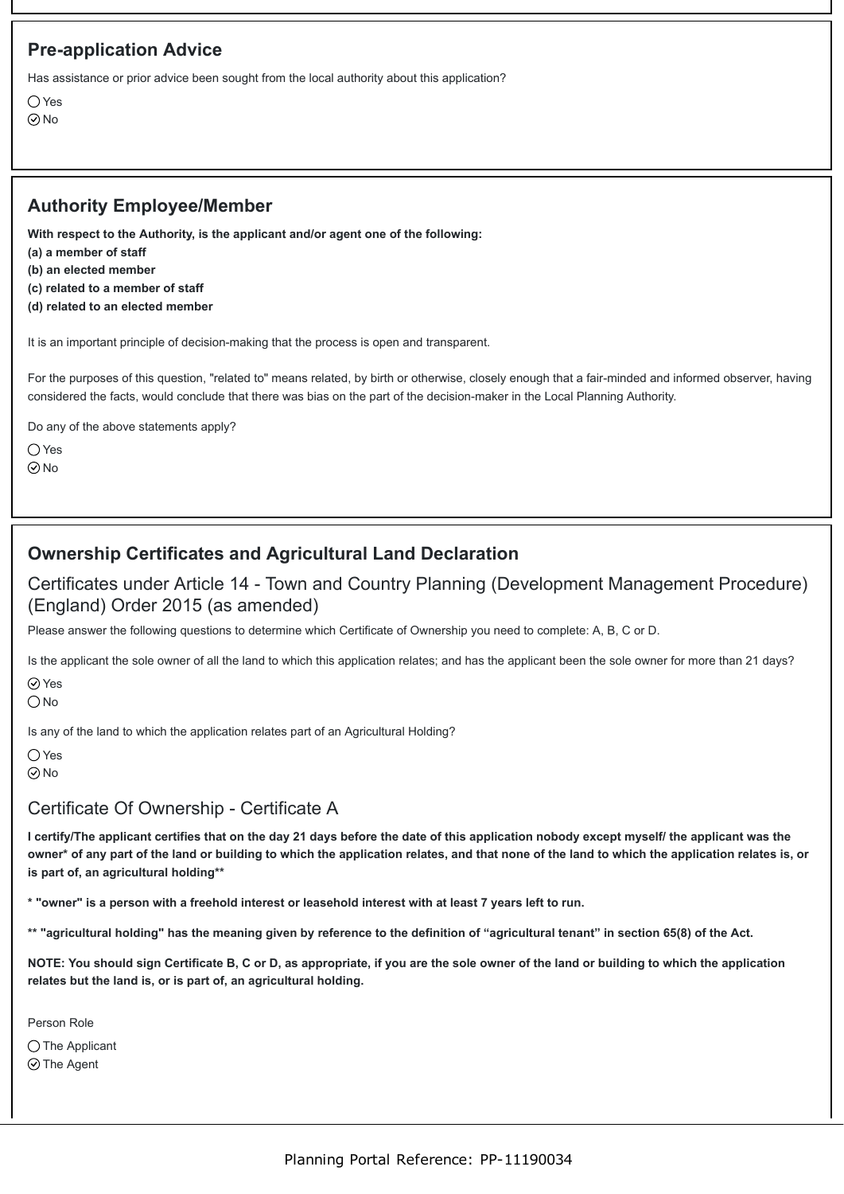## Pre-application Advice

Has assistance or prior advice been sought from the local authority about this application?

- ◯ Yes
- ⊘ No

## Authority Employee/Member

**With respect to the Authority, is the applicant and/or agent one of the following:**
**(a) a member of staff**
**(b) an elected member**
**(c) related to a member of staff**
**(d) related to an elected member**

It is an important principle of decision-making that the process is open and transparent.

For the purposes of this question, "related to" means related, by birth or otherwise, closely enough that a fair-minded and informed observer, having considered the facts, would conclude that there was bias on the part of the decision-maker in the Local Planning Authority.

Do any of the above statements apply?

- ◯ Yes
- ⊘ No

## Ownership Certificates and Agricultural Land Declaration

### Certificates under Article 14 - Town and Country Planning (Development Management Procedure) (England) Order 2015 (as amended)

Please answer the following questions to determine which Certificate of Ownership you need to complete: A, B, C or D.

Is the applicant the sole owner of all the land to which this application relates; and has the applicant been the sole owner for more than 21 days?

- ⊘ Yes
- ◯ No

Is any of the land to which the application relates part of an Agricultural Holding?

- ◯ Yes
- ⊘ No

### Certificate Of Ownership - Certificate A

**I certify/The applicant certifies that on the day 21 days before the date of this application nobody except myself/ the applicant was the owner* of any part of the land or building to which the application relates, and that none of the land to which the application relates is, or is part of, an agricultural holding****

**\* "owner" is a person with a freehold interest or leasehold interest with at least 7 years left to run.**

**** "agricultural holding" has the meaning given by reference to the definition of "agricultural tenant" in section 65(8) of the Act.**

**NOTE: You should sign Certificate B, C or D, as appropriate, if you are the sole owner of the land or building to which the application relates but the land is, or is part of, an agricultural holding.**

Person Role

- ◯ The Applicant
- ⊘ The Agent

Planning Portal Reference: PP-11190034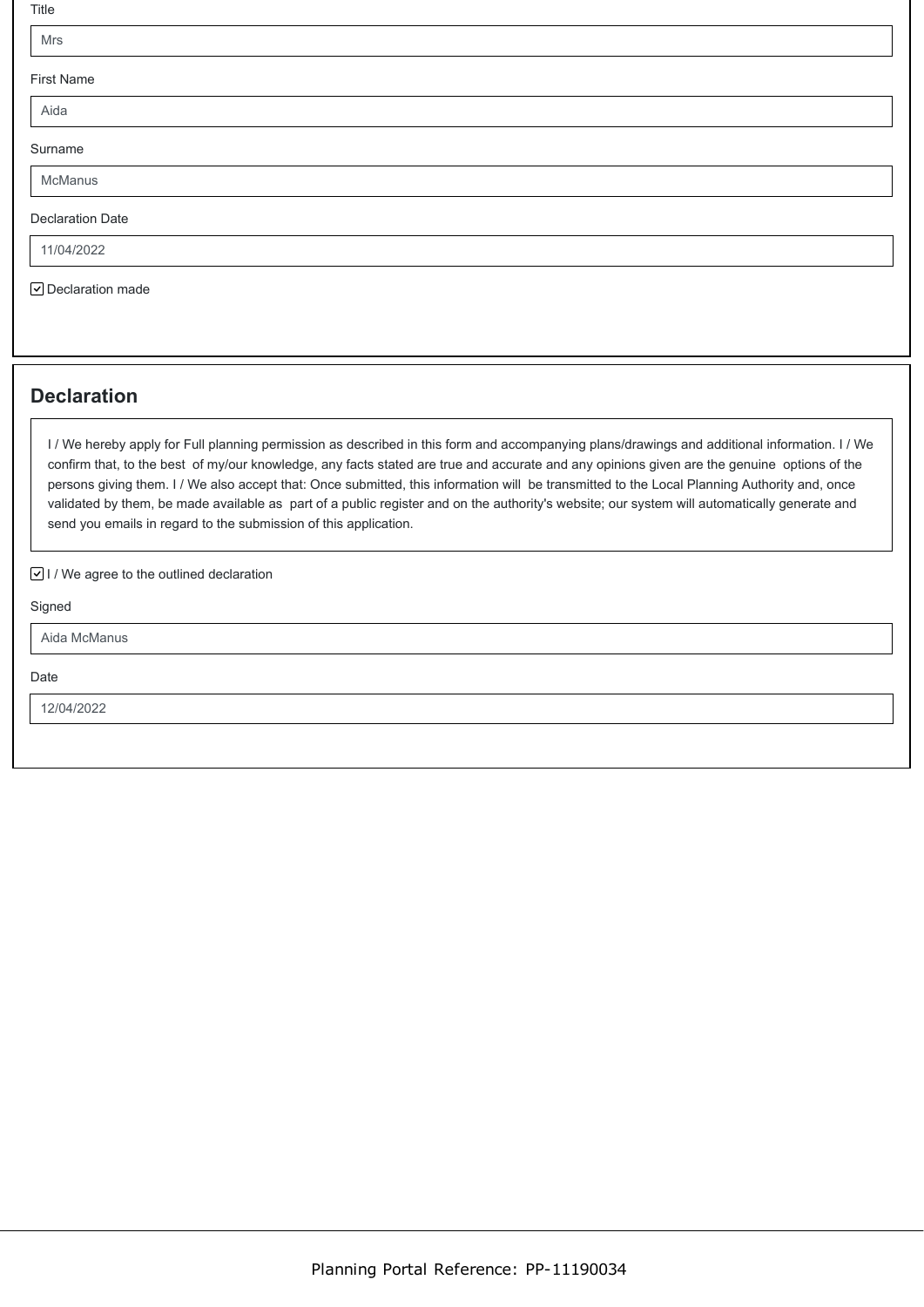Title

Mrs

First Name

Aida

Surname

McManus

Declaration Date

11/04/2022

☑ Declaration made

## Declaration

I / We hereby apply for Full planning permission as described in this form and accompanying plans/drawings and additional information. I / We confirm that, to the best of my/our knowledge, any facts stated are true and accurate and any opinions given are the genuine options of the persons giving them. I / We also accept that: Once submitted, this information will be transmitted to the Local Planning Authority and, once validated by them, be made available as part of a public register and on the authority's website; our system will automatically generate and send you emails in regard to the submission of this application.

☑ I / We agree to the outlined declaration

Signed

Aida McManus

Date

12/04/2022

Planning Portal Reference: PP-11190034